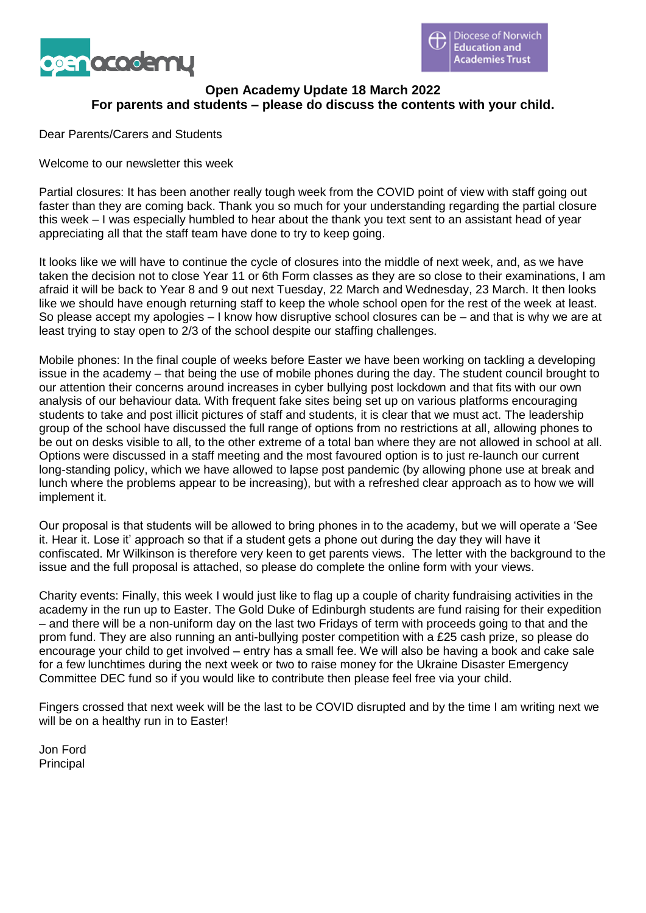**Open Academy Update 18 March 2022**
**For parents and students – please do discuss the contents with your child.**

Dear Parents/Carers and Students

Welcome to our newsletter this week

Partial closures: It has been another really tough week from the COVID point of view with staff going out faster than they are coming back. Thank you so much for your understanding regarding the partial closure this week – I was especially humbled to hear about the thank you text sent to an assistant head of year appreciating all that the staff team have done to try to keep going.

It looks like we will have to continue the cycle of closures into the middle of next week, and, as we have taken the decision not to close Year 11 or 6th Form classes as they are so close to their examinations, I am afraid it will be back to Year 8 and 9 out next Tuesday, 22 March and Wednesday, 23 March. It then looks like we should have enough returning staff to keep the whole school open for the rest of the week at least. So please accept my apologies – I know how disruptive school closures can be – and that is why we are at least trying to stay open to 2/3 of the school despite our staffing challenges.

Mobile phones: In the final couple of weeks before Easter we have been working on tackling a developing issue in the academy – that being the use of mobile phones during the day. The student council brought to our attention their concerns around increases in cyber bullying post lockdown and that fits with our own analysis of our behaviour data. With frequent fake sites being set up on various platforms encouraging students to take and post illicit pictures of staff and students, it is clear that we must act. The leadership group of the school have discussed the full range of options from no restrictions at all, allowing phones to be out on desks visible to all, to the other extreme of a total ban where they are not allowed in school at all. Options were discussed in a staff meeting and the most favoured option is to just re-launch our current long-standing policy, which we have allowed to lapse post pandemic (by allowing phone use at break and lunch where the problems appear to be increasing), but with a refreshed clear approach as to how we will implement it.

Our proposal is that students will be allowed to bring phones in to the academy, but we will operate a 'See it. Hear it. Lose it' approach so that if a student gets a phone out during the day they will have it confiscated. Mr Wilkinson is therefore very keen to get parents views. The letter with the background to the issue and the full proposal is attached, so please do complete the online form with your views.

Charity events: Finally, this week I would just like to flag up a couple of charity fundraising activities in the academy in the run up to Easter. The Gold Duke of Edinburgh students are fund raising for their expedition – and there will be a non-uniform day on the last two Fridays of term with proceeds going to that and the prom fund. They are also running an anti-bullying poster competition with a £25 cash prize, so please do encourage your child to get involved – entry has a small fee. We will also be having a book and cake sale for a few lunchtimes during the next week or two to raise money for the Ukraine Disaster Emergency Committee DEC fund so if you would like to contribute then please feel free via your child.

Fingers crossed that next week will be the last to be COVID disrupted and by the time I am writing next we will be on a healthy run in to Easter!

Jon Ford
Principal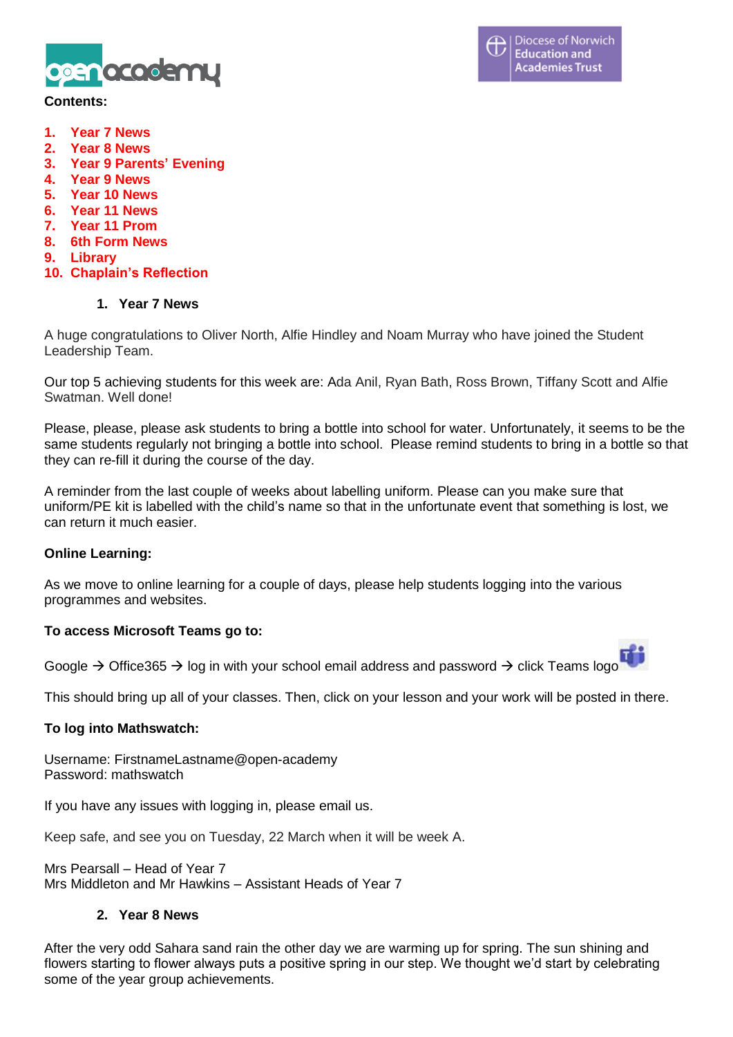**Contents:**

1. Year 7 News
2. Year 8 News
3. Year 9 Parents' Evening
4. Year 9 News
5. Year 10 News
6. Year 11 News
7. Year 11 Prom
8. 6th Form News
9. Library
10. Chaplain's Reflection

## 1. Year 7 News

A huge congratulations to Oliver North, Alfie Hindley and Noam Murray who have joined the Student Leadership Team.

Our top 5 achieving students for this week are: Ada Anil, Ryan Bath, Ross Brown, Tiffany Scott and Alfie Swatman. Well done!

Please, please, please ask students to bring a bottle into school for water. Unfortunately, it seems to be the same students regularly not bringing a bottle into school. Please remind students to bring in a bottle so that they can re-fill it during the course of the day.

A reminder from the last couple of weeks about labelling uniform. Please can you make sure that uniform/PE kit is labelled with the child's name so that in the unfortunate event that something is lost, we can return it much easier.

**Online Learning:**

As we move to online learning for a couple of days, please help students logging into the various programmes and websites.

**To access Microsoft Teams go to:**

Google → Office365 → log in with your school email address and password → click Teams logo

This should bring up all of your classes. Then, click on your lesson and your work will be posted in there.

**To log into Mathswatch:**

Username: FirstnameLastname@open-academy
Password: mathswatch

If you have any issues with logging in, please email us.

Keep safe, and see you on Tuesday, 22 March when it will be week A.

Mrs Pearsall – Head of Year 7
Mrs Middleton and Mr Hawkins – Assistant Heads of Year 7

## 2. Year 8 News

After the very odd Sahara sand rain the other day we are warming up for spring. The sun shining and flowers starting to flower always puts a positive spring in our step. We thought we'd start by celebrating some of the year group achievements.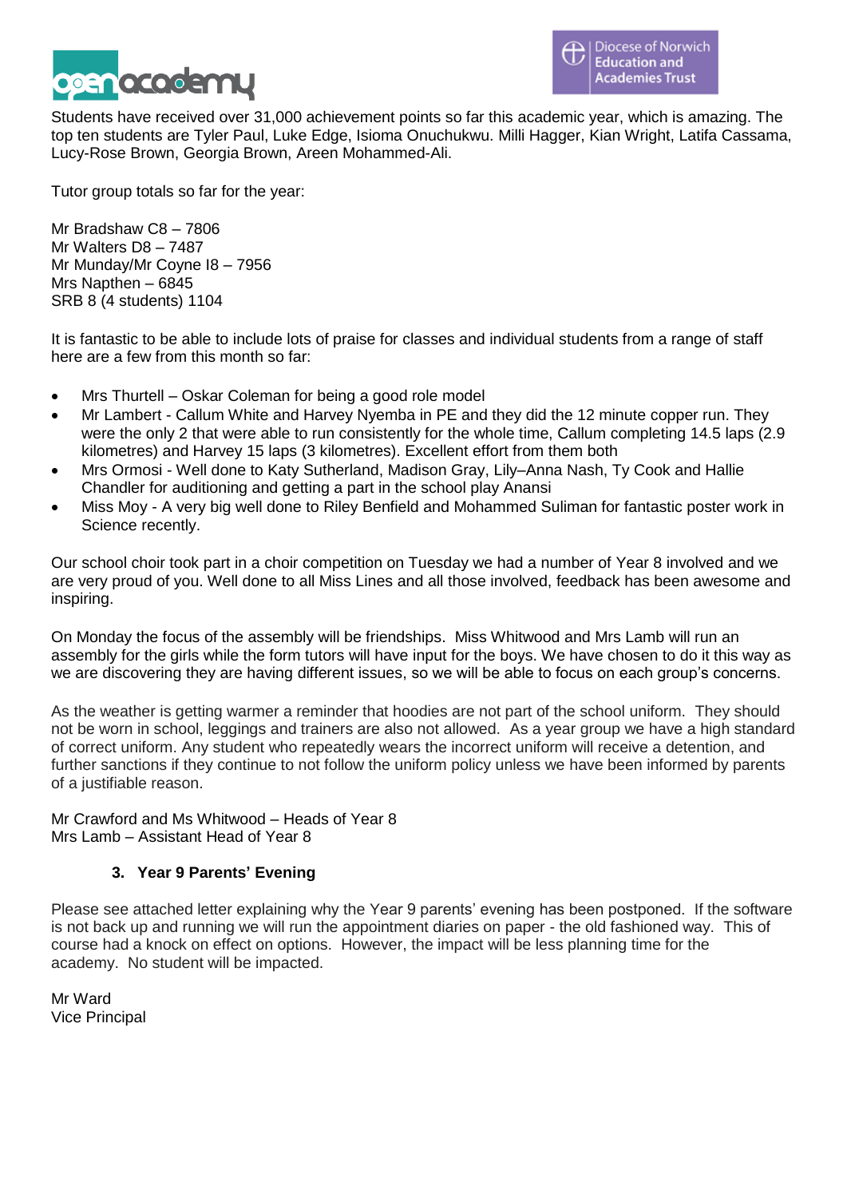Students have received over 31,000 achievement points so far this academic year, which is amazing. The top ten students are Tyler Paul, Luke Edge, Isioma Onuchukwu. Milli Hagger, Kian Wright, Latifa Cassama, Lucy-Rose Brown, Georgia Brown, Areen Mohammed-Ali.

Tutor group totals so far for the year:

Mr Bradshaw C8 – 7806
Mr Walters D8 – 7487
Mr Munday/Mr Coyne I8 – 7956
Mrs Napthen – 6845
SRB 8 (4 students) 1104

It is fantastic to be able to include lots of praise for classes and individual students from a range of staff here are a few from this month so far:

- Mrs Thurtell – Oskar Coleman for being a good role model
- Mr Lambert - Callum White and Harvey Nyemba in PE and they did the 12 minute copper run. They were the only 2 that were able to run consistently for the whole time, Callum completing 14.5 laps (2.9 kilometres) and Harvey 15 laps (3 kilometres). Excellent effort from them both
- Mrs Ormosi - Well done to Katy Sutherland, Madison Gray, Lily–Anna Nash, Ty Cook and Hallie Chandler for auditioning and getting a part in the school play Anansi
- Miss Moy - A very big well done to Riley Benfield and Mohammed Suliman for fantastic poster work in Science recently.

Our school choir took part in a choir competition on Tuesday we had a number of Year 8 involved and we are very proud of you. Well done to all Miss Lines and all those involved, feedback has been awesome and inspiring.

On Monday the focus of the assembly will be friendships. Miss Whitwood and Mrs Lamb will run an assembly for the girls while the form tutors will have input for the boys. We have chosen to do it this way as we are discovering they are having different issues, so we will be able to focus on each group's concerns.

As the weather is getting warmer a reminder that hoodies are not part of the school uniform. They should not be worn in school, leggings and trainers are also not allowed. As a year group we have a high standard of correct uniform. Any student who repeatedly wears the incorrect uniform will receive a detention, and further sanctions if they continue to not follow the uniform policy unless we have been informed by parents of a justifiable reason.

Mr Crawford and Ms Whitwood – Heads of Year 8
Mrs Lamb – Assistant Head of Year 8

### 3. Year 9 Parents' Evening

Please see attached letter explaining why the Year 9 parents' evening has been postponed. If the software is not back up and running we will run the appointment diaries on paper - the old fashioned way. This of course had a knock on effect on options. However, the impact will be less planning time for the academy. No student will be impacted.

Mr Ward
Vice Principal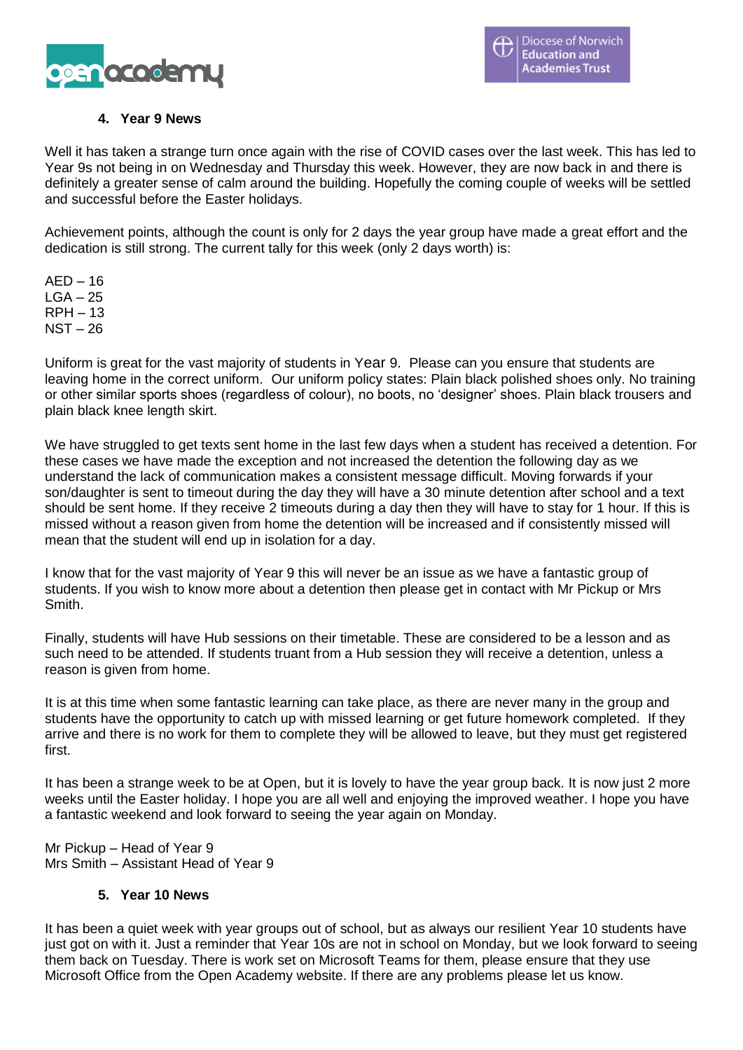## 4. Year 9 News

Well it has taken a strange turn once again with the rise of COVID cases over the last week. This has led to Year 9s not being in on Wednesday and Thursday this week. However, they are now back in and there is definitely a greater sense of calm around the building. Hopefully the coming couple of weeks will be settled and successful before the Easter holidays.

Achievement points, although the count is only for 2 days the year group have made a great effort and the dedication is still strong. The current tally for this week (only 2 days worth) is:

AED – 16
LGA – 25
RPH – 13
NST – 26

Uniform is great for the vast majority of students in Year 9. Please can you ensure that students are leaving home in the correct uniform. Our uniform policy states: Plain black polished shoes only. No training or other similar sports shoes (regardless of colour), no boots, no 'designer' shoes. Plain black trousers and plain black knee length skirt.

We have struggled to get texts sent home in the last few days when a student has received a detention. For these cases we have made the exception and not increased the detention the following day as we understand the lack of communication makes a consistent message difficult. Moving forwards if your son/daughter is sent to timeout during the day they will have a 30 minute detention after school and a text should be sent home. If they receive 2 timeouts during a day then they will have to stay for 1 hour. If this is missed without a reason given from home the detention will be increased and if consistently missed will mean that the student will end up in isolation for a day.

I know that for the vast majority of Year 9 this will never be an issue as we have a fantastic group of students. If you wish to know more about a detention then please get in contact with Mr Pickup or Mrs Smith.

Finally, students will have Hub sessions on their timetable. These are considered to be a lesson and as such need to be attended. If students truant from a Hub session they will receive a detention, unless a reason is given from home.

It is at this time when some fantastic learning can take place, as there are never many in the group and students have the opportunity to catch up with missed learning or get future homework completed. If they arrive and there is no work for them to complete they will be allowed to leave, but they must get registered first.

It has been a strange week to be at Open, but it is lovely to have the year group back. It is now just 2 more weeks until the Easter holiday. I hope you are all well and enjoying the improved weather. I hope you have a fantastic weekend and look forward to seeing the year again on Monday.

Mr Pickup – Head of Year 9
Mrs Smith – Assistant Head of Year 9

## 5. Year 10 News

It has been a quiet week with year groups out of school, but as always our resilient Year 10 students have just got on with it. Just a reminder that Year 10s are not in school on Monday, but we look forward to seeing them back on Tuesday. There is work set on Microsoft Teams for them, please ensure that they use Microsoft Office from the Open Academy website. If there are any problems please let us know.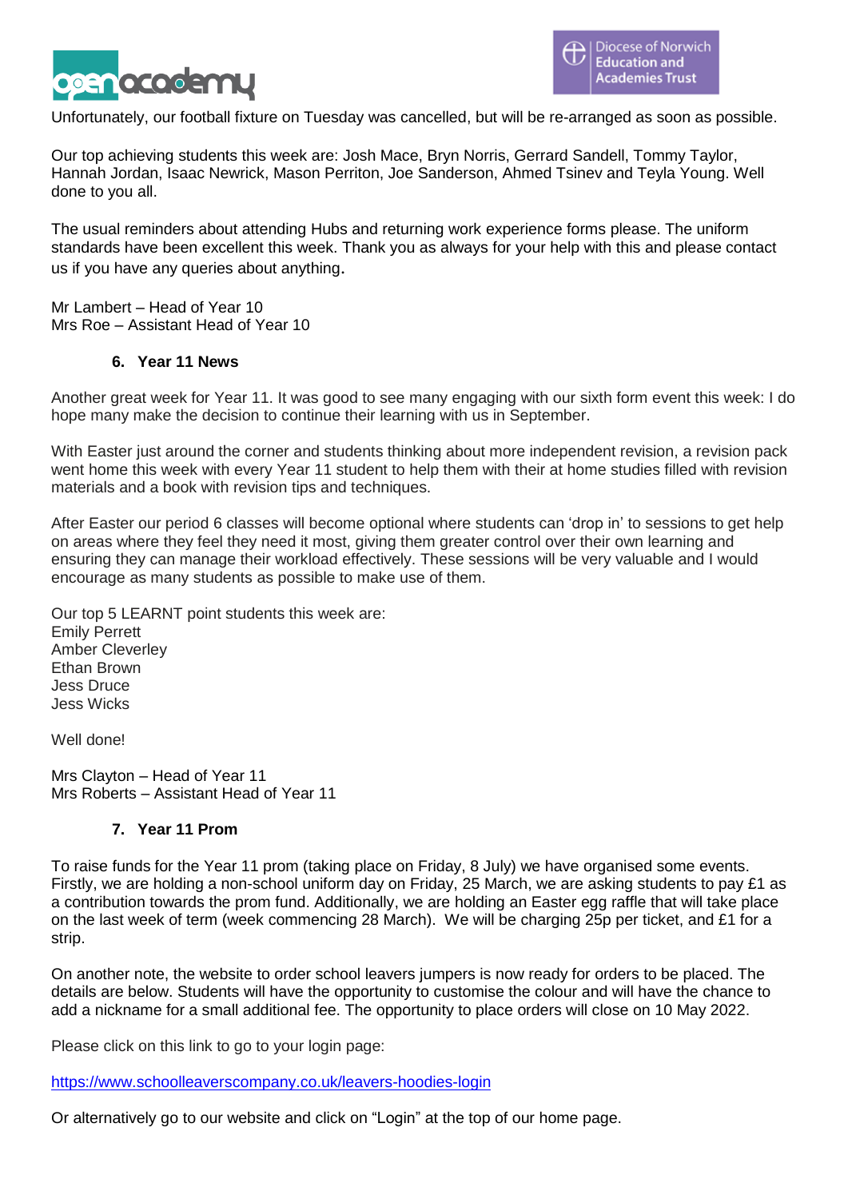Unfortunately, our football fixture on Tuesday was cancelled, but will be re-arranged as soon as possible.

Our top achieving students this week are: Josh Mace, Bryn Norris, Gerrard Sandell, Tommy Taylor, Hannah Jordan, Isaac Newrick, Mason Perriton, Joe Sanderson, Ahmed Tsinev and Teyla Young. Well done to you all.

The usual reminders about attending Hubs and returning work experience forms please. The uniform standards have been excellent this week. Thank you as always for your help with this and please contact us if you have any queries about anything.

Mr Lambert – Head of Year 10
Mrs Roe – Assistant Head of Year 10

## 6. Year 11 News

Another great week for Year 11. It was good to see many engaging with our sixth form event this week: I do hope many make the decision to continue their learning with us in September.

With Easter just around the corner and students thinking about more independent revision, a revision pack went home this week with every Year 11 student to help them with their at home studies filled with revision materials and a book with revision tips and techniques.

After Easter our period 6 classes will become optional where students can 'drop in' to sessions to get help on areas where they feel they need it most, giving them greater control over their own learning and ensuring they can manage their workload effectively. These sessions will be very valuable and I would encourage as many students as possible to make use of them.

Our top 5 LEARNT point students this week are:
Emily Perrett
Amber Cleverley
Ethan Brown
Jess Druce
Jess Wicks

Well done!

Mrs Clayton – Head of Year 11
Mrs Roberts – Assistant Head of Year 11

## 7. Year 11 Prom

To raise funds for the Year 11 prom (taking place on Friday, 8 July) we have organised some events. Firstly, we are holding a non-school uniform day on Friday, 25 March, we are asking students to pay £1 as a contribution towards the prom fund. Additionally, we are holding an Easter egg raffle that will take place on the last week of term (week commencing 28 March). We will be charging 25p per ticket, and £1 for a strip.

On another note, the website to order school leavers jumpers is now ready for orders to be placed. The details are below. Students will have the opportunity to customise the colour and will have the chance to add a nickname for a small additional fee. The opportunity to place orders will close on 10 May 2022.

Please click on this link to go to your login page:

https://www.schoolleaverscompany.co.uk/leavers-hoodies-login

Or alternatively go to our website and click on "Login" at the top of our home page.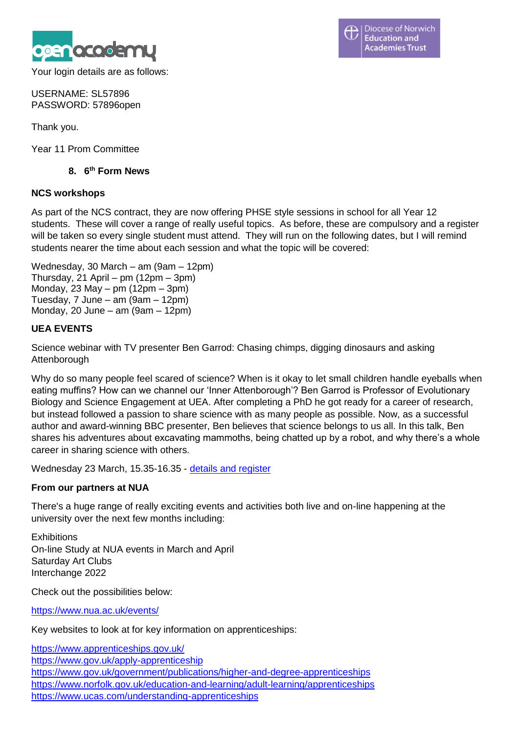Your login details are as follows:

USERNAME: SL57896
PASSWORD: 57896open

Thank you.

Year 11 Prom Committee

## 8. 6th Form News

### NCS workshops

As part of the NCS contract, they are now offering PHSE style sessions in school for all Year 12 students. These will cover a range of really useful topics. As before, these are compulsory and a register will be taken so every single student must attend. They will run on the following dates, but I will remind students nearer the time about each session and what the topic will be covered:

Wednesday, 30 March – am (9am – 12pm)
Thursday, 21 April – pm (12pm – 3pm)
Monday, 23 May – pm (12pm – 3pm)
Tuesday, 7 June – am (9am – 12pm)
Monday, 20 June – am (9am – 12pm)

### UEA EVENTS

Science webinar with TV presenter Ben Garrod: Chasing chimps, digging dinosaurs and asking Attenborough

Why do so many people feel scared of science? When is it okay to let small children handle eyeballs when eating muffins? How can we channel our 'Inner Attenborough'? Ben Garrod is Professor of Evolutionary Biology and Science Engagement at UEA. After completing a PhD he got ready for a career of research, but instead followed a passion to share science with as many people as possible. Now, as a successful author and award-winning BBC presenter, Ben believes that science belongs to us all. In this talk, Ben shares his adventures about excavating mammoths, being chatted up by a robot, and why there's a whole career in sharing science with others.

Wednesday 23 March, 15.35-16.35 - details and register

### From our partners at NUA

There's a huge range of really exciting events and activities both live and on-line happening at the university over the next few months including:

Exhibitions
On-line Study at NUA events in March and April
Saturday Art Clubs
Interchange 2022

Check out the possibilities below:

https://www.nua.ac.uk/events/

Key websites to look at for key information on apprenticeships:

https://www.apprenticeships.gov.uk/
https://www.gov.uk/apply-apprenticeship
https://www.gov.uk/government/publications/higher-and-degree-apprenticeships
https://www.norfolk.gov.uk/education-and-learning/adult-learning/apprenticeships
https://www.ucas.com/understanding-apprenticeships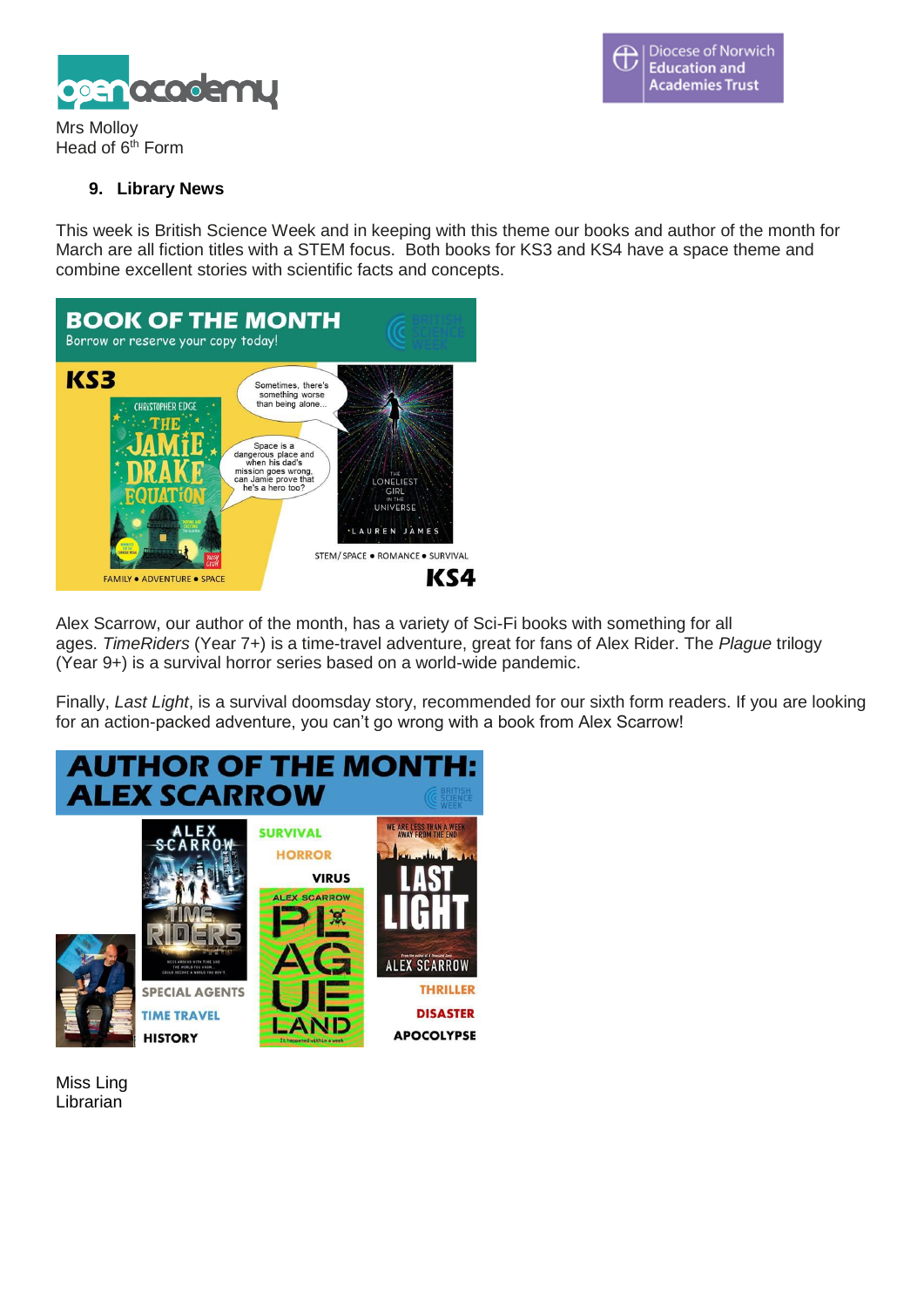Mrs Molloy
Head of 6th Form

## 9. Library News

This week is British Science Week and in keeping with this theme our books and author of the month for March are all fiction titles with a STEM focus. Both books for KS3 and KS4 have a space theme and combine excellent stories with scientific facts and concepts.

Alex Scarrow, our author of the month, has a variety of Sci-Fi books with something for all ages. *TimeRiders* (Year 7+) is a time-travel adventure, great for fans of Alex Rider. The *Plague* trilogy (Year 9+) is a survival horror series based on a world-wide pandemic.

Finally, *Last Light*, is a survival doomsday story, recommended for our sixth form readers. If you are looking for an action-packed adventure, you can't go wrong with a book from Alex Scarrow!

Miss Ling
Librarian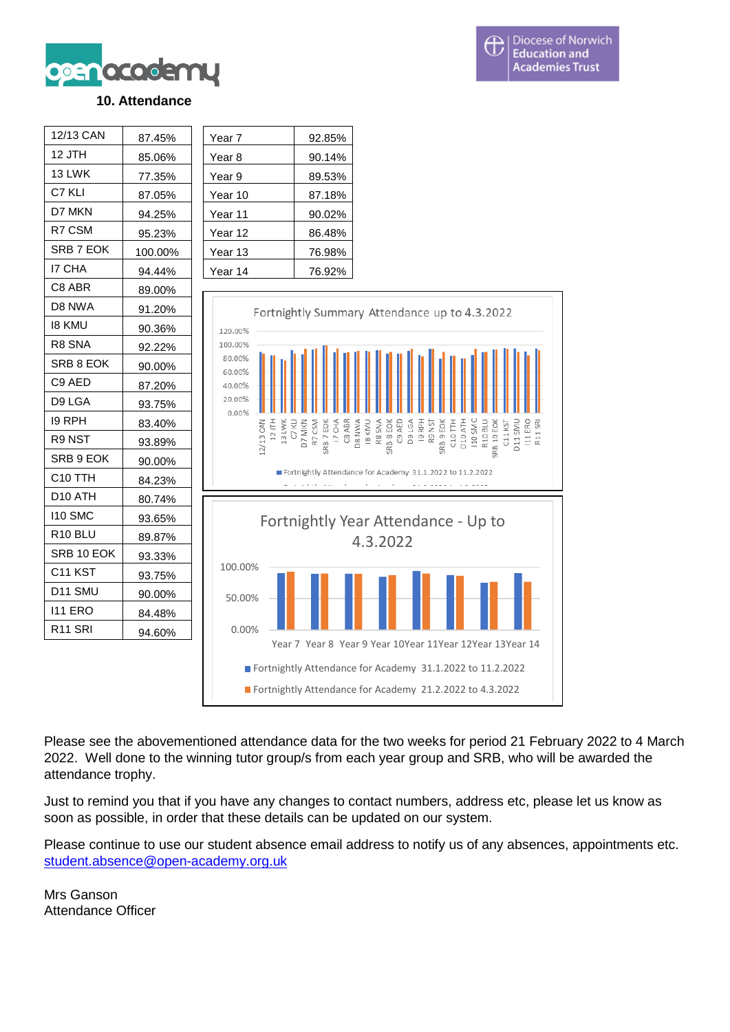## 10. Attendance

| 12/13 CAN | 87.45% |
|---|---|
| 12 JTH | 85.06% |
| 13 LWK | 77.35% |
| C7 KLI | 87.05% |
| D7 MKN | 94.25% |
| R7 CSM | 95.23% |
| SRB 7 EOK | 100.00% |
| I7 CHA | 94.44% |
| C8 ABR | 89.00% |
| D8 NWA | 91.20% |
| I8 KMU | 90.36% |
| R8 SNA | 92.22% |
| SRB 8 EOK | 90.00% |
| C9 AED | 87.20% |
| D9 LGA | 93.75% |
| I9 RPH | 83.40% |
| R9 NST | 93.89% |
| SRB 9 EOK | 90.00% |
| C10 TTH | 84.23% |
| D10 ATH | 80.74% |
| I10 SMC | 93.65% |
| R10 BLU | 89.87% |
| SRB 10 EOK | 93.33% |
| C11 KST | 93.75% |
| D11 SMU | 90.00% |
| I11 ERO | 84.48% |
| R11 SRI | 94.60% |

| Year 7 | 92.85% |
|---|---|
| Year 8 | 90.14% |
| Year 9 | 89.53% |
| Year 10 | 87.18% |
| Year 11 | 90.02% |
| Year 12 | 86.48% |
| Year 13 | 76.98% |
| Year 14 | 76.92% |

Fortnightly Summary Attendance up to 4.3.2022

Fortnightly Year Attendance - Up to 4.3.2022

Please see the abovementioned attendance data for the two weeks for period 21 February 2022 to 4 March 2022. Well done to the winning tutor group/s from each year group and SRB, who will be awarded the attendance trophy.

Just to remind you that if you have any changes to contact numbers, address etc, please let us know as soon as possible, in order that these details can be updated on our system.

Please continue to use our student absence email address to notify us of any absences, appointments etc. student.absence@open-academy.org.uk

Mrs Ganson
Attendance Officer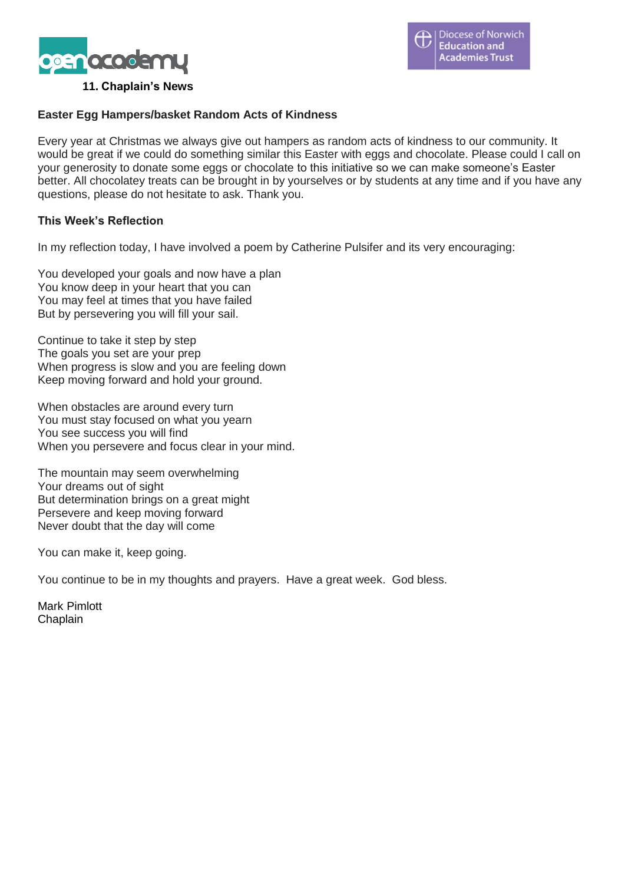## 11. Chaplain's News

**Easter Egg Hampers/basket Random Acts of Kindness**

Every year at Christmas we always give out hampers as random acts of kindness to our community. It would be great if we could do something similar this Easter with eggs and chocolate. Please could I call on your generosity to donate some eggs or chocolate to this initiative so we can make someone's Easter better. All chocolatey treats can be brought in by yourselves or by students at any time and if you have any questions, please do not hesitate to ask. Thank you.

**This Week's Reflection**

In my reflection today, I have involved a poem by Catherine Pulsifer and its very encouraging:

You developed your goals and now have a plan
You know deep in your heart that you can
You may feel at times that you have failed
But by persevering you will fill your sail.

Continue to take it step by step
The goals you set are your prep
When progress is slow and you are feeling down
Keep moving forward and hold your ground.

When obstacles are around every turn
You must stay focused on what you yearn
You see success you will find
When you persevere and focus clear in your mind.

The mountain may seem overwhelming
Your dreams out of sight
But determination brings on a great might
Persevere and keep moving forward
Never doubt that the day will come

You can make it, keep going.

You continue to be in my thoughts and prayers. Have a great week. God bless.

Mark Pimlott
Chaplain